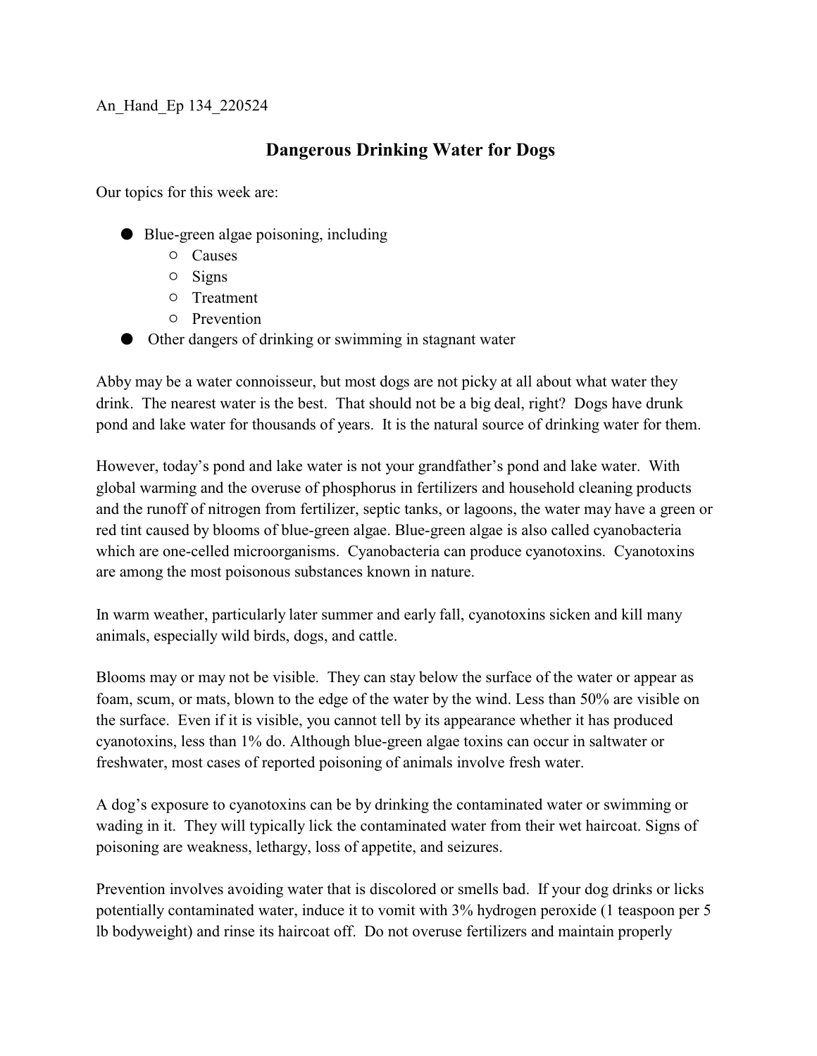An_Hand_Ep 134_220524

# Dangerous Drinking Water for Dogs

Our topics for this week are:

- Blue-green algae poisoning, including
  - Causes
  - Signs
  - Treatment
  - Prevention
- Other dangers of drinking or swimming in stagnant water

Abby may be a water connoisseur, but most dogs are not picky at all about what water they drink. The nearest water is the best. That should not be a big deal, right? Dogs have drunk pond and lake water for thousands of years. It is the natural source of drinking water for them.

However, today's pond and lake water is not your grandfather's pond and lake water. With global warming and the overuse of phosphorus in fertilizers and household cleaning products and the runoff of nitrogen from fertilizer, septic tanks, or lagoons, the water may have a green or red tint caused by blooms of blue-green algae. Blue-green algae is also called cyanobacteria which are one-celled microorganisms. Cyanobacteria can produce cyanotoxins. Cyanotoxins are among the most poisonous substances known in nature.

In warm weather, particularly later summer and early fall, cyanotoxins sicken and kill many animals, especially wild birds, dogs, and cattle.

Blooms may or may not be visible. They can stay below the surface of the water or appear as foam, scum, or mats, blown to the edge of the water by the wind. Less than 50% are visible on the surface. Even if it is visible, you cannot tell by its appearance whether it has produced cyanotoxins, less than 1% do. Although blue-green algae toxins can occur in saltwater or freshwater, most cases of reported poisoning of animals involve fresh water.

A dog's exposure to cyanotoxins can be by drinking the contaminated water or swimming or wading in it. They will typically lick the contaminated water from their wet haircoat. Signs of poisoning are weakness, lethargy, loss of appetite, and seizures.

Prevention involves avoiding water that is discolored or smells bad. If your dog drinks or licks potentially contaminated water, induce it to vomit with 3% hydrogen peroxide (1 teaspoon per 5 lb bodyweight) and rinse its haircoat off. Do not overuse fertilizers and maintain properly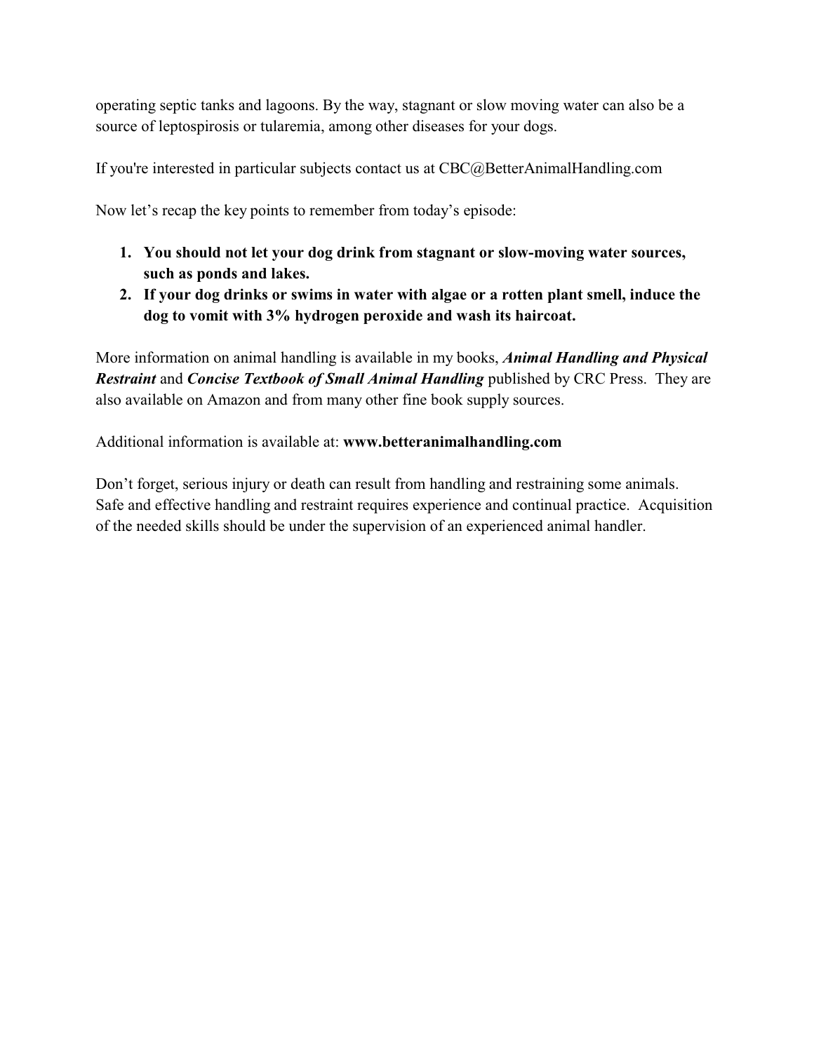operating septic tanks and lagoons. By the way, stagnant or slow moving water can also be a source of leptospirosis or tularemia, among other diseases for your dogs.

If you're interested in particular subjects contact us at CBC@BetterAnimalHandling.com

Now let's recap the key points to remember from today's episode:

1. **You should not let your dog drink from stagnant or slow-moving water sources, such as ponds and lakes.**
2. **If your dog drinks or swims in water with algae or a rotten plant smell, induce the dog to vomit with 3% hydrogen peroxide and wash its haircoat.**

More information on animal handling is available in my books, ***Animal Handling and Physical Restraint*** and ***Concise Textbook of Small Animal Handling*** published by CRC Press. They are also available on Amazon and from many other fine book supply sources.

Additional information is available at: **www.betteranimalhandling.com**

Don't forget, serious injury or death can result from handling and restraining some animals. Safe and effective handling and restraint requires experience and continual practice. Acquisition of the needed skills should be under the supervision of an experienced animal handler.